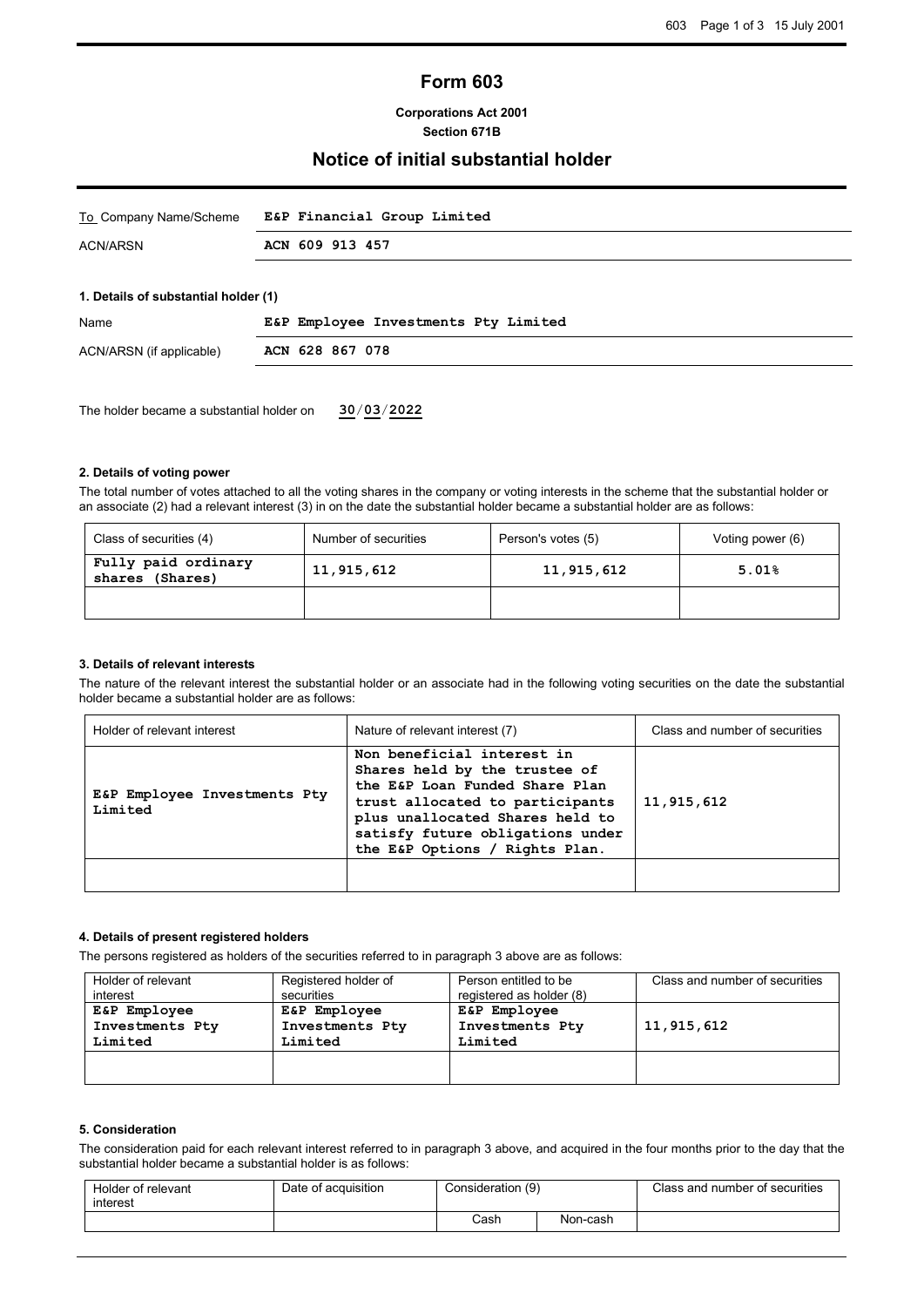# Form 603

**Corporations Act 2001**
**Section 671B**

## Notice of initial substantial holder

| | |
|---|---|
| To Company Name/Scheme | **E&P Financial Group Limited** |
| ACN/ARSN | **ACN 609 913 457** |

### 1. Details of substantial holder (1)

| | |
|---|---|
| Name | **E&P Employee Investments Pty Limited** |
| ACN/ARSN (if applicable) | **ACN 628 867 078** |

The holder became a substantial holder on **30/03/2022**

### 2. Details of voting power

The total number of votes attached to all the voting shares in the company or voting interests in the scheme that the substantial holder or an associate (2) had a relevant interest (3) in on the date the substantial holder became a substantial holder are as follows:

| Class of securities (4) | Number of securities | Person's votes (5) | Voting power (6) |
|---|---|---|---|
| Fully paid ordinary shares (Shares) | 11,915,612 | 11,915,612 | 5.01% |
| | | | |

### 3. Details of relevant interests

The nature of the relevant interest the substantial holder or an associate had in the following voting securities on the date the substantial holder became a substantial holder are as follows:

| Holder of relevant interest | Nature of relevant interest (7) | Class and number of securities |
|---|---|---|
| E&P Employee Investments Pty Limited | Non beneficial interest in Shares held by the trustee of the E&P Loan Funded Share Plan trust allocated to participants plus unallocated Shares held to satisfy future obligations under the E&P Options / Rights Plan. | 11,915,612 |
| | | |

### 4. Details of present registered holders

The persons registered as holders of the securities referred to in paragraph 3 above are as follows:

| Holder of relevant interest | Registered holder of securities | Person entitled to be registered as holder (8) | Class and number of securities |
|---|---|---|---|
| E&P Employee Investments Pty Limited | E&P Employee Investments Pty Limited | E&P Employee Investments Pty Limited | 11,915,612 |
| | | | |

### 5. Consideration

The consideration paid for each relevant interest referred to in paragraph 3 above, and acquired in the four months prior to the day that the substantial holder became a substantial holder is as follows:

| Holder of relevant interest | Date of acquisition | Consideration (9) | | Class and number of securities |
|---|---|---|---|---|
| | | Cash | Non-cash | |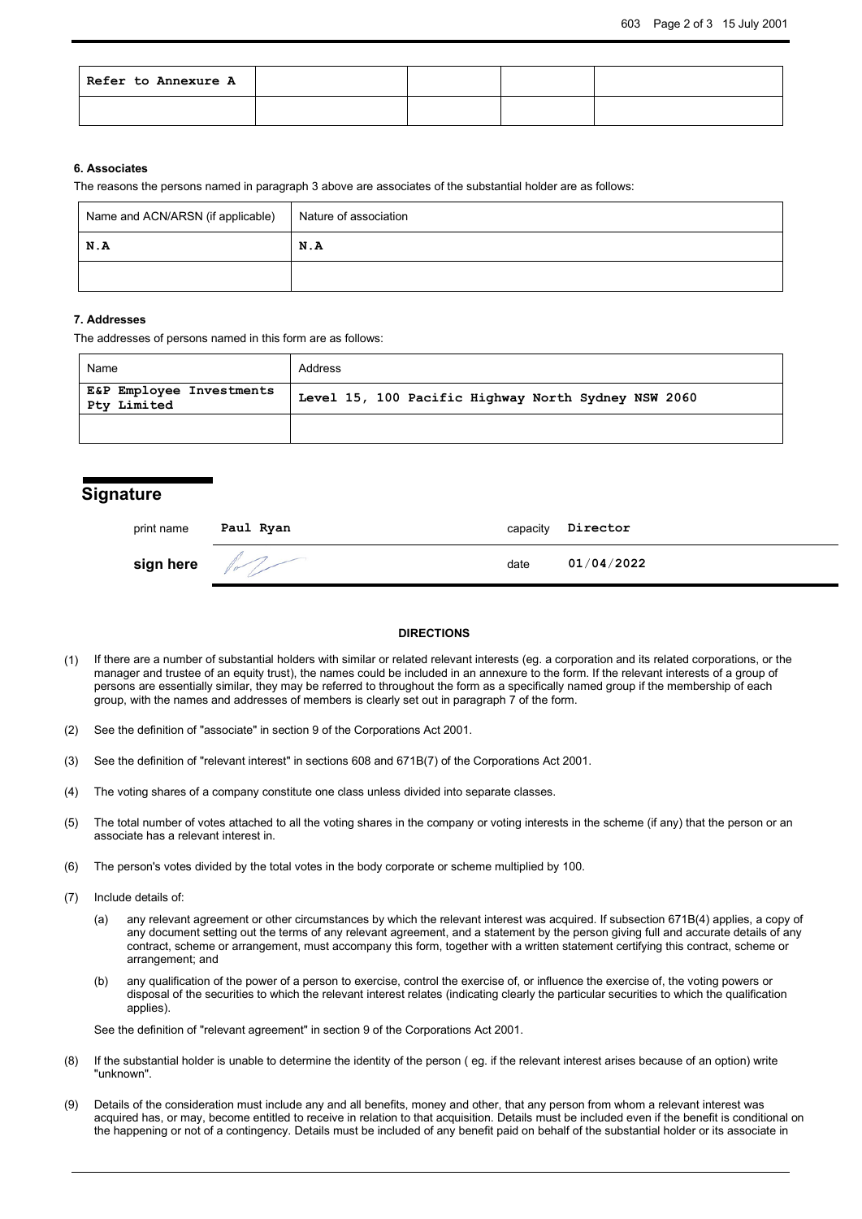| Refer to Annexure A | | | | |
|---|---|---|---|---|
| | | | | |

**6. Associates**

The reasons the persons named in paragraph 3 above are associates of the substantial holder are as follows:

| Name and ACN/ARSN (if applicable) | Nature of association |
|---|---|
| N.A | N.A |
| | |

**7. Addresses**

The addresses of persons named in this form are as follows:

| Name | Address |
|---|---|
| E&P Employee Investments Pty Limited | Level 15, 100 Pacific Highway North Sydney NSW 2060 |
| | |

## Signature

| | | | |
|---|---|---|---|
| print name | Paul Ryan | capacity | Director |
| **sign here** | | date | 01/04/2022 |

**DIRECTIONS**

(1) If there are a number of substantial holders with similar or related relevant interests (eg. a corporation and its related corporations, or the manager and trustee of an equity trust), the names could be included in an annexure to the form. If the relevant interests of a group of persons are essentially similar, they may be referred to throughout the form as a specifically named group if the membership of each group, with the names and addresses of members is clearly set out in paragraph 7 of the form.

(2) See the definition of "associate" in section 9 of the Corporations Act 2001.

(3) See the definition of "relevant interest" in sections 608 and 671B(7) of the Corporations Act 2001.

(4) The voting shares of a company constitute one class unless divided into separate classes.

(5) The total number of votes attached to all the voting shares in the company or voting interests in the scheme (if any) that the person or an associate has a relevant interest in.

(6) The person's votes divided by the total votes in the body corporate or scheme multiplied by 100.

(7) Include details of:

(a) any relevant agreement or other circumstances by which the relevant interest was acquired. If subsection 671B(4) applies, a copy of any document setting out the terms of any relevant agreement, and a statement by the person giving full and accurate details of any contract, scheme or arrangement, must accompany this form, together with a written statement certifying this contract, scheme or arrangement; and

(b) any qualification of the power of a person to exercise, control the exercise of, or influence the exercise of, the voting powers or disposal of the securities to which the relevant interest relates (indicating clearly the particular securities to which the qualification applies).

See the definition of "relevant agreement" in section 9 of the Corporations Act 2001.

(8) If the substantial holder is unable to determine the identity of the person ( eg. if the relevant interest arises because of an option) write "unknown".

(9) Details of the consideration must include any and all benefits, money and other, that any person from whom a relevant interest was acquired has, or may, become entitled to receive in relation to that acquisition. Details must be included even if the benefit is conditional on the happening or not of a contingency. Details must be included of any benefit paid on behalf of the substantial holder or its associate in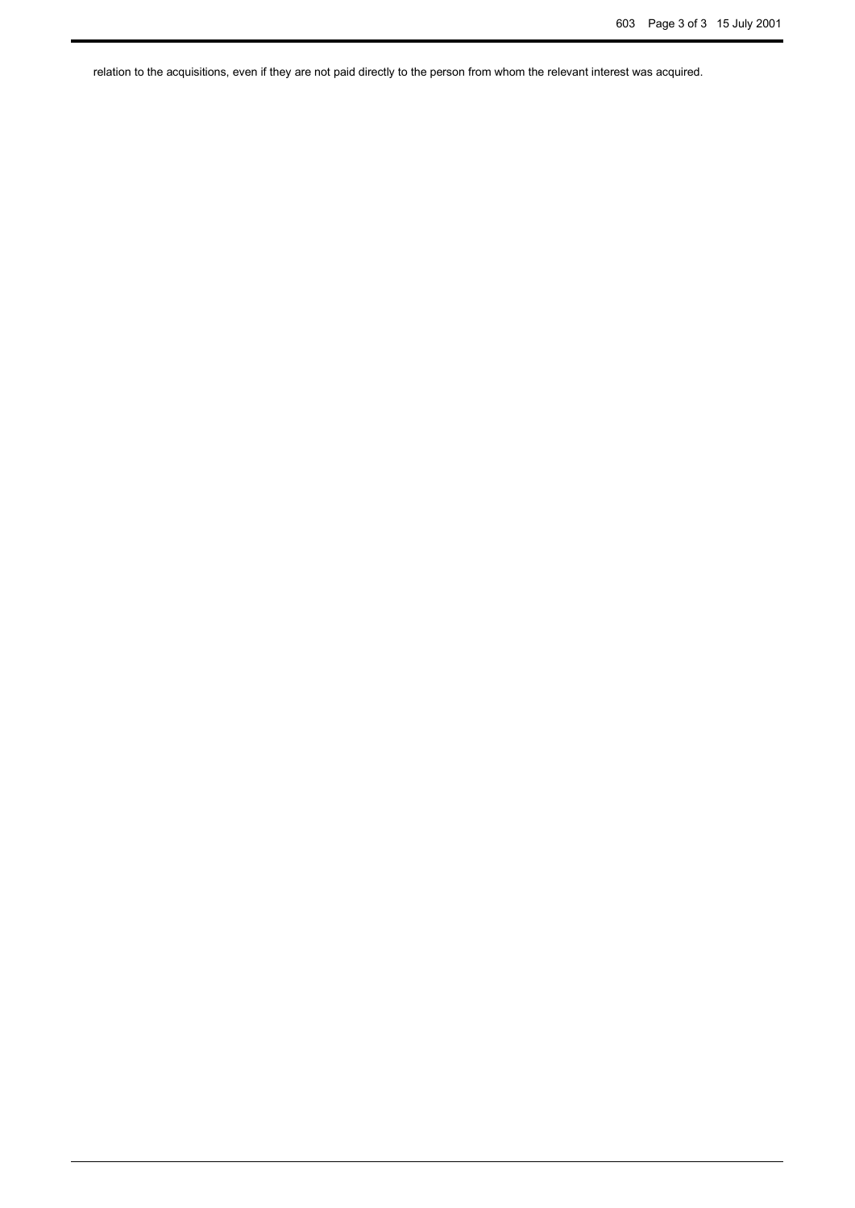relation to the acquisitions, even if they are not paid directly to the person from whom the relevant interest was acquired.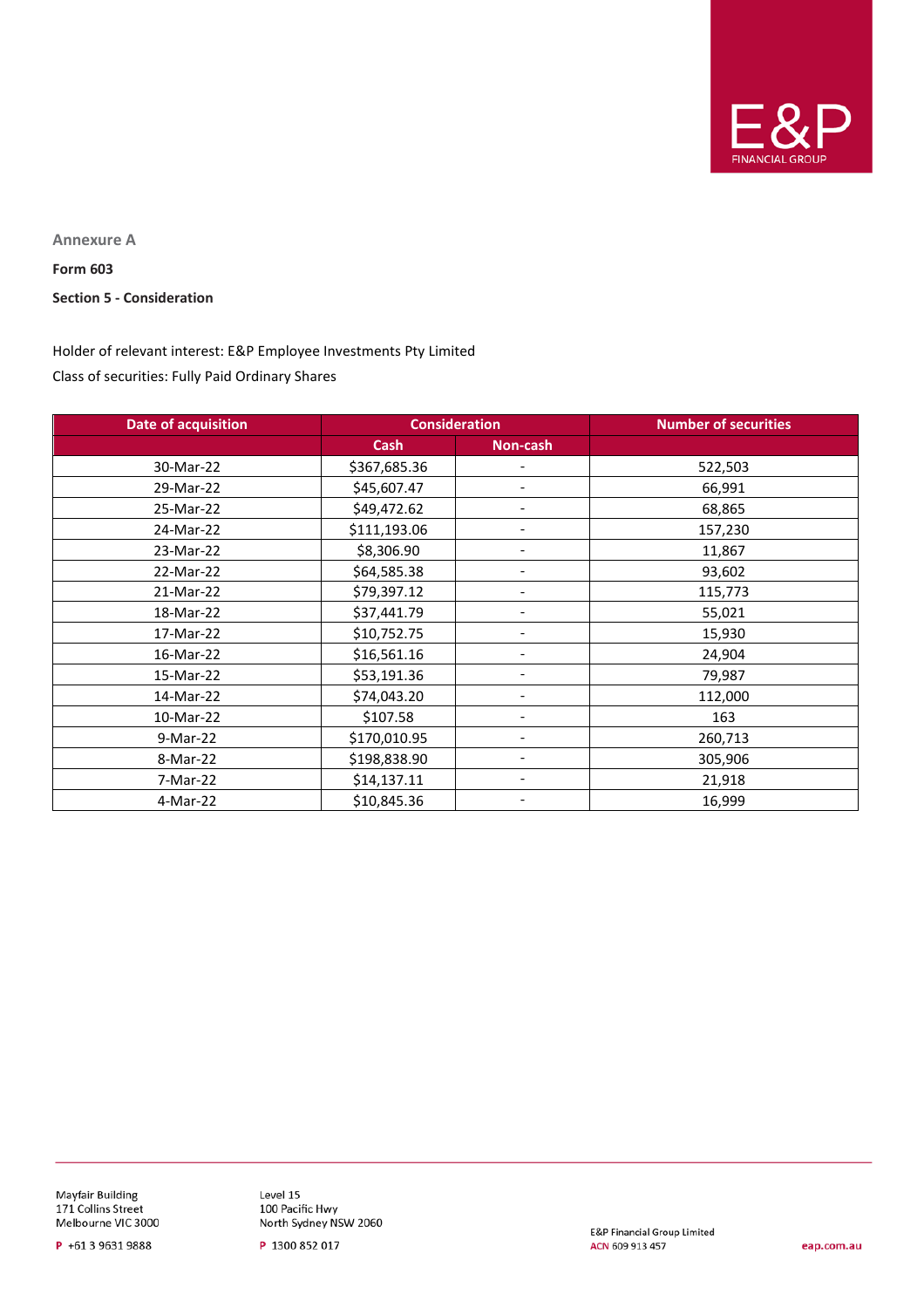Annexure A

**Form 603**

**Section 5 - Consideration**

Holder of relevant interest: E&P Employee Investments Pty Limited

Class of securities: Fully Paid Ordinary Shares

| Date of acquisition | Consideration | | Number of securities |
|---|---|---|---|
| | Cash | Non-cash | |
| 30-Mar-22 | $367,685.36 | - | 522,503 |
| 29-Mar-22 | $45,607.47 | - | 66,991 |
| 25-Mar-22 | $49,472.62 | - | 68,865 |
| 24-Mar-22 | $111,193.06 | - | 157,230 |
| 23-Mar-22 | $8,306.90 | - | 11,867 |
| 22-Mar-22 | $64,585.38 | - | 93,602 |
| 21-Mar-22 | $79,397.12 | - | 115,773 |
| 18-Mar-22 | $37,441.79 | - | 55,021 |
| 17-Mar-22 | $10,752.75 | - | 15,930 |
| 16-Mar-22 | $16,561.16 | - | 24,904 |
| 15-Mar-22 | $53,191.36 | - | 79,987 |
| 14-Mar-22 | $74,043.20 | - | 112,000 |
| 10-Mar-22 | $107.58 | - | 163 |
| 9-Mar-22 | $170,010.95 | - | 260,713 |
| 8-Mar-22 | $198,838.90 | - | 305,906 |
| 7-Mar-22 | $14,137.11 | - | 21,918 |
| 4-Mar-22 | $10,845.36 | - | 16,999 |